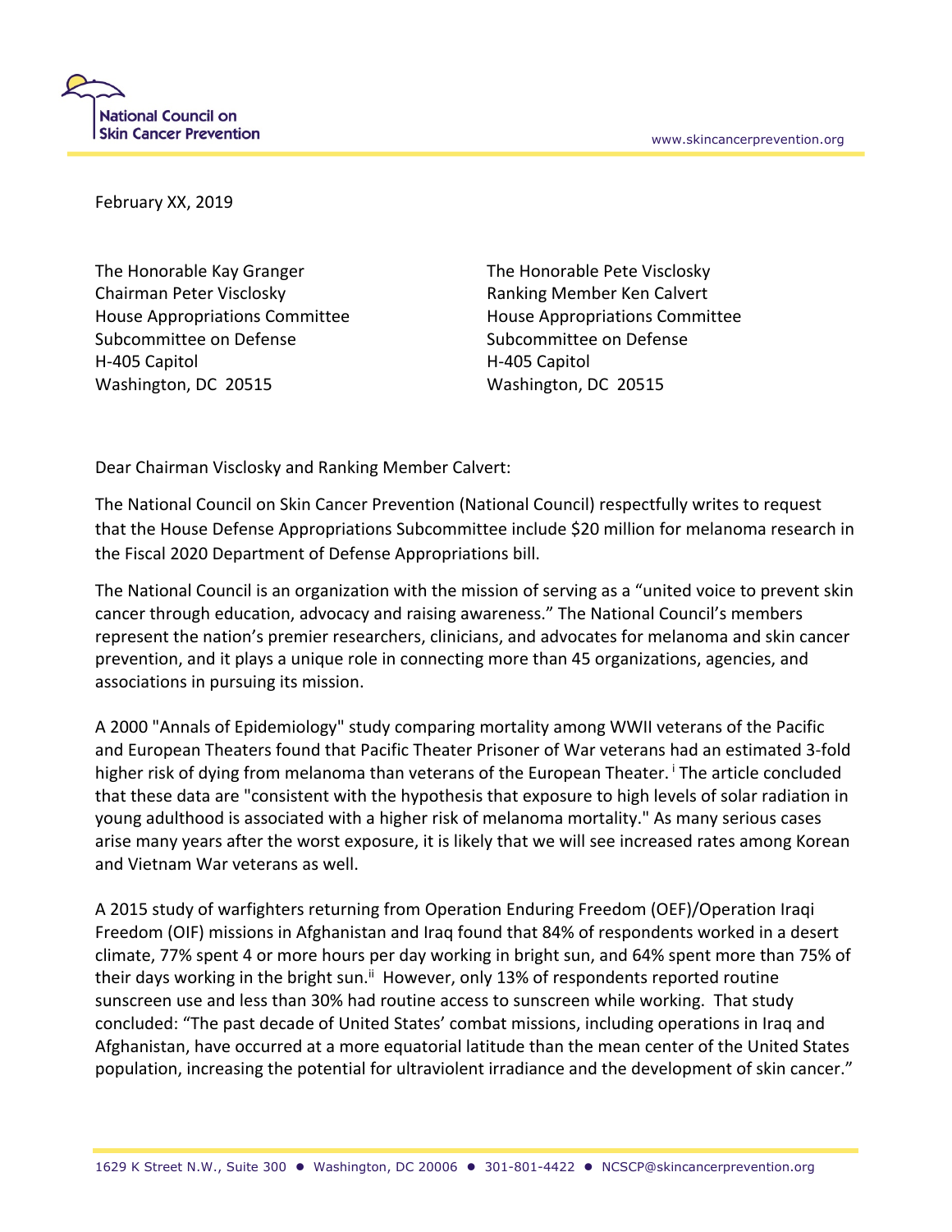National Council on Skin Cancer Prevention

www.skincancerprevention.org

February XX, 2019

The Honorable Kay Granger
Chairman Peter Visclosky
House Appropriations Committee
Subcommittee on Defense
H-405 Capitol
Washington, DC 20515

The Honorable Pete Visclosky
Ranking Member Ken Calvert
House Appropriations Committee
Subcommittee on Defense
H-405 Capitol
Washington, DC 20515

Dear Chairman Visclosky and Ranking Member Calvert:

The National Council on Skin Cancer Prevention (National Council) respectfully writes to request that the House Defense Appropriations Subcommittee include $20 million for melanoma research in the Fiscal 2020 Department of Defense Appropriations bill.

The National Council is an organization with the mission of serving as a "united voice to prevent skin cancer through education, advocacy and raising awareness." The National Council's members represent the nation's premier researchers, clinicians, and advocates for melanoma and skin cancer prevention, and it plays a unique role in connecting more than 45 organizations, agencies, and associations in pursuing its mission.

A 2000 "Annals of Epidemiology" study comparing mortality among WWII veterans of the Pacific and European Theaters found that Pacific Theater Prisoner of War veterans had an estimated 3-fold higher risk of dying from melanoma than veterans of the European Theater.[i] The article concluded that these data are "consistent with the hypothesis that exposure to high levels of solar radiation in young adulthood is associated with a higher risk of melanoma mortality." As many serious cases arise many years after the worst exposure, it is likely that we will see increased rates among Korean and Vietnam War veterans as well.

A 2015 study of warfighters returning from Operation Enduring Freedom (OEF)/Operation Iraqi Freedom (OIF) missions in Afghanistan and Iraq found that 84% of respondents worked in a desert climate, 77% spent 4 or more hours per day working in bright sun, and 64% spent more than 75% of their days working in the bright sun.[ii] However, only 13% of respondents reported routine sunscreen use and less than 30% had routine access to sunscreen while working. That study concluded: "The past decade of United States' combat missions, including operations in Iraq and Afghanistan, have occurred at a more equatorial latitude than the mean center of the United States population, increasing the potential for ultraviolent irradiance and the development of skin cancer."

1629 K Street N.W., Suite 300 • Washington, DC 20006 • 301-801-4422 • NCSCP@skincancerprevention.org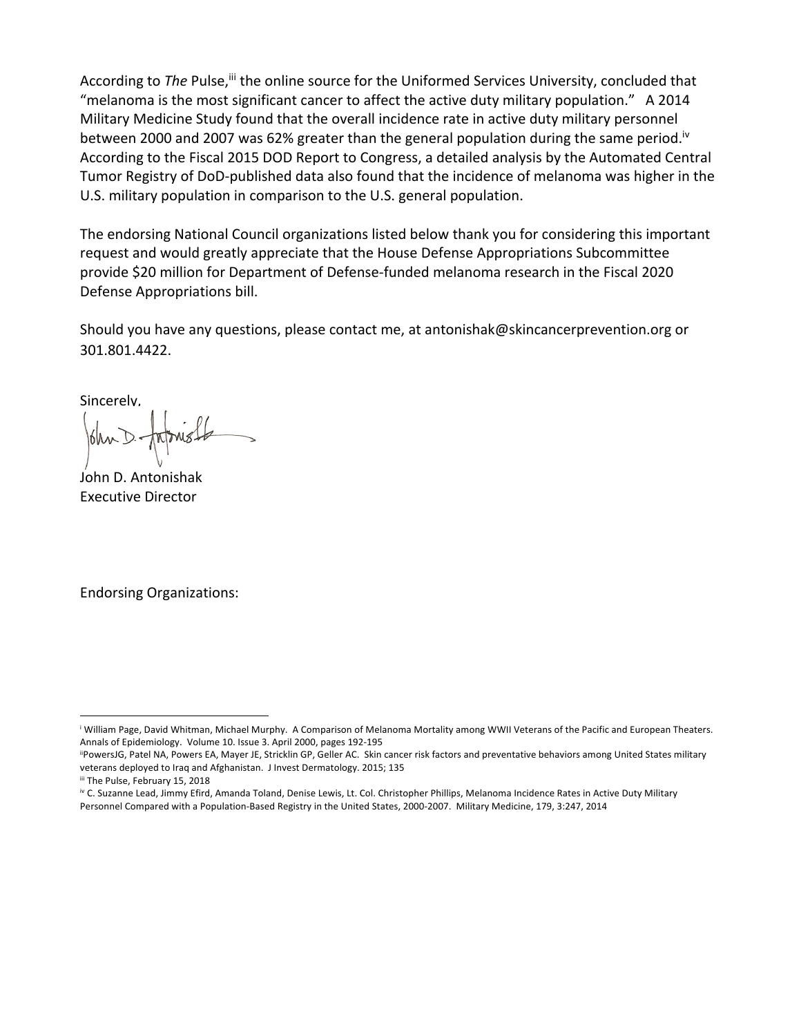According to *The* Pulse,[iii] the online source for the Uniformed Services University, concluded that "melanoma is the most significant cancer to affect the active duty military population." A 2014 Military Medicine Study found that the overall incidence rate in active duty military personnel between 2000 and 2007 was 62% greater than the general population during the same period.[iv] According to the Fiscal 2015 DOD Report to Congress, a detailed analysis by the Automated Central Tumor Registry of DoD-published data also found that the incidence of melanoma was higher in the U.S. military population in comparison to the U.S. general population.

The endorsing National Council organizations listed below thank you for considering this important request and would greatly appreciate that the House Defense Appropriations Subcommittee provide $20 million for Department of Defense-funded melanoma research in the Fiscal 2020 Defense Appropriations bill.

Should you have any questions, please contact me, at antonishak@skincancerprevention.org or 301.801.4422.

Sincerely,

John D. Antonishak
Executive Director

Endorsing Organizations:

---

[i] William Page, David Whitman, Michael Murphy. A Comparison of Melanoma Mortality among WWII Veterans of the Pacific and European Theaters. Annals of Epidemiology. Volume 10. Issue 3. April 2000, pages 192-195

[ii] PowersJG, Patel NA, Powers EA, Mayer JE, Stricklin GP, Geller AC. Skin cancer risk factors and preventative behaviors among United States military veterans deployed to Iraq and Afghanistan. J Invest Dermatology. 2015; 135

[iii] The Pulse, February 15, 2018

[iv] C. Suzanne Lead, Jimmy Efird, Amanda Toland, Denise Lewis, Lt. Col. Christopher Phillips, Melanoma Incidence Rates in Active Duty Military Personnel Compared with a Population-Based Registry in the United States, 2000-2007. Military Medicine, 179, 3:247, 2014